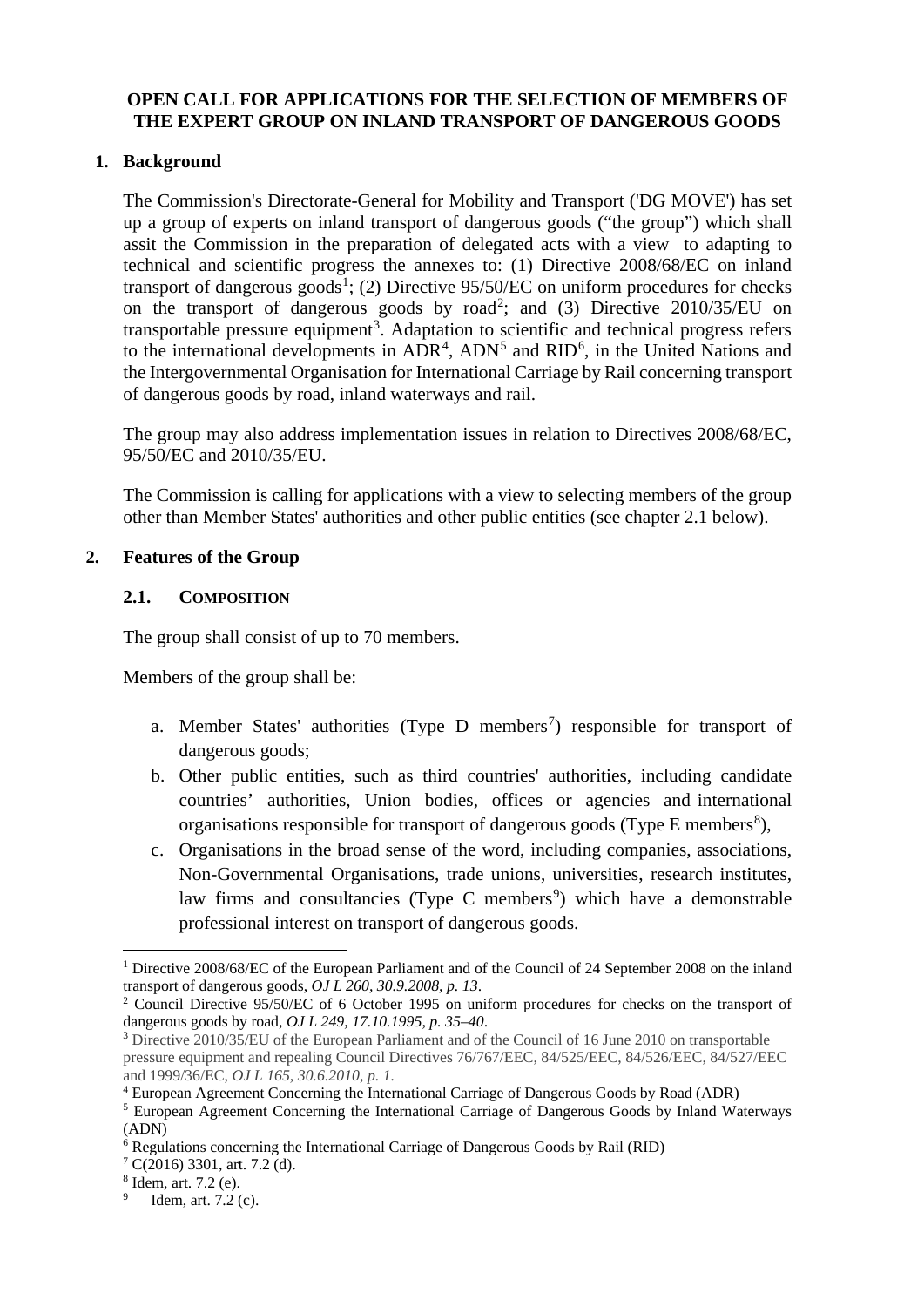**OPEN CALL FOR APPLICATIONS FOR THE SELECTION OF MEMBERS OF THE EXPERT GROUP ON INLAND TRANSPORT OF DANGEROUS GOODS**

## 1. Background

The Commission's Directorate-General for Mobility and Transport ('DG MOVE') has set up a group of experts on inland transport of dangerous goods ("the group") which shall assit the Commission in the preparation of delegated acts with a view to adapting to technical and scientific progress the annexes to: (1) Directive 2008/68/EC on inland transport of dangerous goods[1]; (2) Directive 95/50/EC on uniform procedures for checks on the transport of dangerous goods by road[2]; and (3) Directive 2010/35/EU on transportable pressure equipment[3]. Adaptation to scientific and technical progress refers to the international developments in ADR[4], ADN[5] and RID[6], in the United Nations and the Intergovernmental Organisation for International Carriage by Rail concerning transport of dangerous goods by road, inland waterways and rail.

The group may also address implementation issues in relation to Directives 2008/68/EC, 95/50/EC and 2010/35/EU.

The Commission is calling for applications with a view to selecting members of the group other than Member States' authorities and other public entities (see chapter 2.1 below).

## 2. Features of the Group

### 2.1. Composition

The group shall consist of up to 70 members.

Members of the group shall be:

a. Member States' authorities (Type D members[7]) responsible for transport of dangerous goods;
b. Other public entities, such as third countries' authorities, including candidate countries' authorities, Union bodies, offices or agencies and international organisations responsible for transport of dangerous goods (Type E members[8]),
c. Organisations in the broad sense of the word, including companies, associations, Non-Governmental Organisations, trade unions, universities, research institutes, law firms and consultancies (Type C members[9]) which have a demonstrable professional interest on transport of dangerous goods.

---

[1] Directive 2008/68/EC of the European Parliament and of the Council of 24 September 2008 on the inland transport of dangerous goods, *OJ L 260, 30.9.2008, p. 13*.

[2] Council Directive 95/50/EC of 6 October 1995 on uniform procedures for checks on the transport of dangerous goods by road, *OJ L 249, 17.10.1995, p. 35–40*.

[3] Directive 2010/35/EU of the European Parliament and of the Council of 16 June 2010 on transportable pressure equipment and repealing Council Directives 76/767/EEC, 84/525/EEC, 84/526/EEC, 84/527/EEC and 1999/36/EC, *OJ L 165, 30.6.2010, p. 1.*

[4] European Agreement Concerning the International Carriage of Dangerous Goods by Road (ADR)

[5] European Agreement Concerning the International Carriage of Dangerous Goods by Inland Waterways (ADN)

[6] Regulations concerning the International Carriage of Dangerous Goods by Rail (RID)

[7] C(2016) 3301, art. 7.2 (d).

[8] Idem, art. 7.2 (e).

[9] Idem, art. 7.2 (c).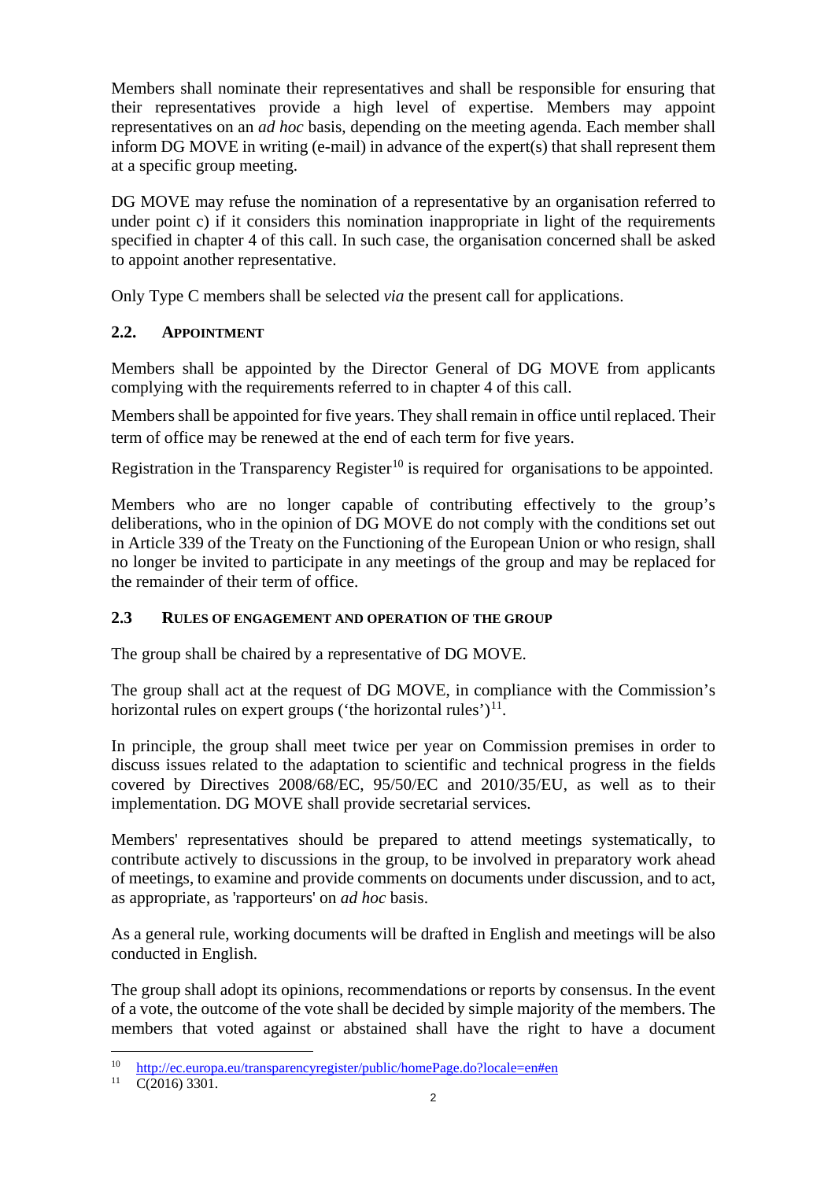Members shall nominate their representatives and shall be responsible for ensuring that their representatives provide a high level of expertise. Members may appoint representatives on an *ad hoc* basis, depending on the meeting agenda. Each member shall inform DG MOVE in writing (e-mail) in advance of the expert(s) that shall represent them at a specific group meeting.

DG MOVE may refuse the nomination of a representative by an organisation referred to under point c) if it considers this nomination inappropriate in light of the requirements specified in chapter 4 of this call. In such case, the organisation concerned shall be asked to appoint another representative.

Only Type C members shall be selected *via* the present call for applications.

### 2.2. APPOINTMENT

Members shall be appointed by the Director General of DG MOVE from applicants complying with the requirements referred to in chapter 4 of this call.

Members shall be appointed for five years. They shall remain in office until replaced. Their term of office may be renewed at the end of each term for five years.

Registration in the Transparency Register[10] is required for organisations to be appointed.

Members who are no longer capable of contributing effectively to the group's deliberations, who in the opinion of DG MOVE do not comply with the conditions set out in Article 339 of the Treaty on the Functioning of the European Union or who resign, shall no longer be invited to participate in any meetings of the group and may be replaced for the remainder of their term of office.

### 2.3 RULES OF ENGAGEMENT AND OPERATION OF THE GROUP

The group shall be chaired by a representative of DG MOVE.

The group shall act at the request of DG MOVE, in compliance with the Commission's horizontal rules on expert groups ('the horizontal rules')[11].

In principle, the group shall meet twice per year on Commission premises in order to discuss issues related to the adaptation to scientific and technical progress in the fields covered by Directives 2008/68/EC, 95/50/EC and 2010/35/EU, as well as to their implementation. DG MOVE shall provide secretarial services.

Members' representatives should be prepared to attend meetings systematically, to contribute actively to discussions in the group, to be involved in preparatory work ahead of meetings, to examine and provide comments on documents under discussion, and to act, as appropriate, as 'rapporteurs' on *ad hoc* basis.

As a general rule, working documents will be drafted in English and meetings will be also conducted in English.

The group shall adopt its opinions, recommendations or reports by consensus. In the event of a vote, the outcome of the vote shall be decided by simple majority of the members. The members that voted against or abstained shall have the right to have a document

---

[10] http://ec.europa.eu/transparencyregister/public/homePage.do?locale=en#en

[11] C(2016) 3301.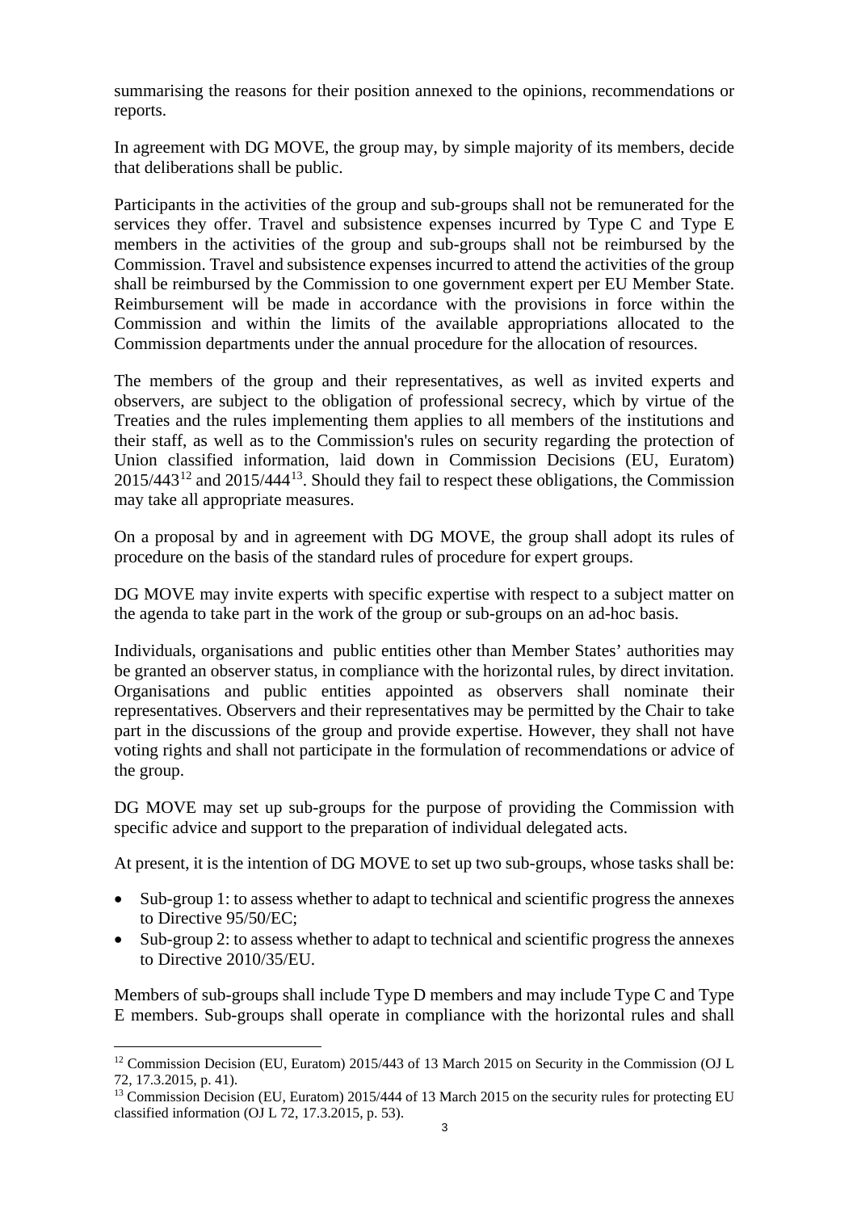summarising the reasons for their position annexed to the opinions, recommendations or reports.

In agreement with DG MOVE, the group may, by simple majority of its members, decide that deliberations shall be public.

Participants in the activities of the group and sub-groups shall not be remunerated for the services they offer. Travel and subsistence expenses incurred by Type C and Type E members in the activities of the group and sub-groups shall not be reimbursed by the Commission. Travel and subsistence expenses incurred to attend the activities of the group shall be reimbursed by the Commission to one government expert per EU Member State. Reimbursement will be made in accordance with the provisions in force within the Commission and within the limits of the available appropriations allocated to the Commission departments under the annual procedure for the allocation of resources.

The members of the group and their representatives, as well as invited experts and observers, are subject to the obligation of professional secrecy, which by virtue of the Treaties and the rules implementing them applies to all members of the institutions and their staff, as well as to the Commission's rules on security regarding the protection of Union classified information, laid down in Commission Decisions (EU, Euratom) 2015/443[12] and 2015/444[13]. Should they fail to respect these obligations, the Commission may take all appropriate measures.

On a proposal by and in agreement with DG MOVE, the group shall adopt its rules of procedure on the basis of the standard rules of procedure for expert groups.

DG MOVE may invite experts with specific expertise with respect to a subject matter on the agenda to take part in the work of the group or sub-groups on an ad-hoc basis.

Individuals, organisations and public entities other than Member States' authorities may be granted an observer status, in compliance with the horizontal rules, by direct invitation. Organisations and public entities appointed as observers shall nominate their representatives. Observers and their representatives may be permitted by the Chair to take part in the discussions of the group and provide expertise. However, they shall not have voting rights and shall not participate in the formulation of recommendations or advice of the group.

DG MOVE may set up sub-groups for the purpose of providing the Commission with specific advice and support to the preparation of individual delegated acts.

At present, it is the intention of DG MOVE to set up two sub-groups, whose tasks shall be:

- Sub-group 1: to assess whether to adapt to technical and scientific progress the annexes to Directive 95/50/EC;
- Sub-group 2: to assess whether to adapt to technical and scientific progress the annexes to Directive 2010/35/EU.

Members of sub-groups shall include Type D members and may include Type C and Type E members. Sub-groups shall operate in compliance with the horizontal rules and shall

[12] Commission Decision (EU, Euratom) 2015/443 of 13 March 2015 on Security in the Commission (OJ L 72, 17.3.2015, p. 41).

[13] Commission Decision (EU, Euratom) 2015/444 of 13 March 2015 on the security rules for protecting EU classified information (OJ L 72, 17.3.2015, p. 53).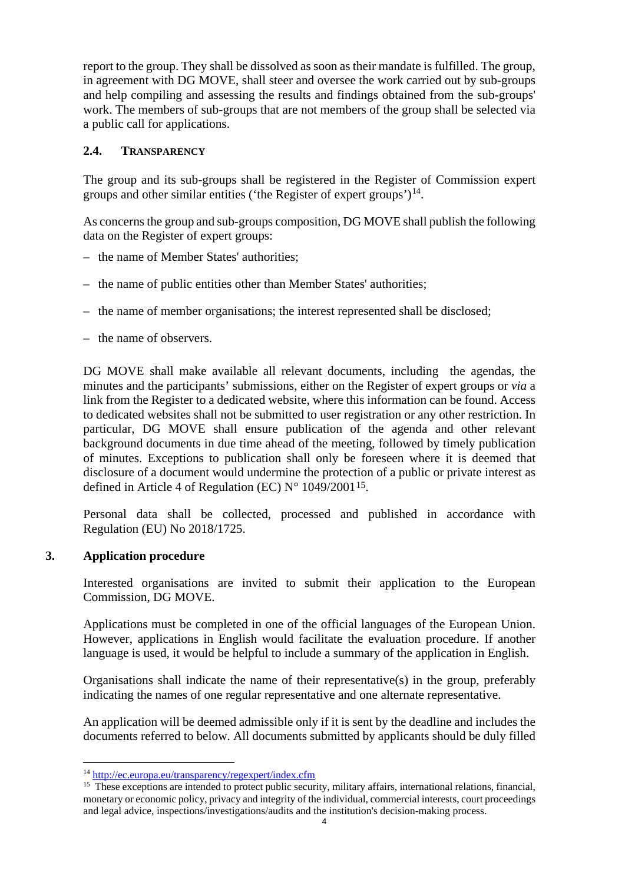report to the group. They shall be dissolved as soon as their mandate is fulfilled. The group, in agreement with DG MOVE, shall steer and oversee the work carried out by sub-groups and help compiling and assessing the results and findings obtained from the sub-groups' work. The members of sub-groups that are not members of the group shall be selected via a public call for applications.

### 2.4. TRANSPARENCY

The group and its sub-groups shall be registered in the Register of Commission expert groups and other similar entities ('the Register of expert groups')[14].

As concerns the group and sub-groups composition, DG MOVE shall publish the following data on the Register of expert groups:

– the name of Member States' authorities;

– the name of public entities other than Member States' authorities;

– the name of member organisations; the interest represented shall be disclosed;

– the name of observers.

DG MOVE shall make available all relevant documents, including the agendas, the minutes and the participants' submissions, either on the Register of expert groups or *via* a link from the Register to a dedicated website, where this information can be found. Access to dedicated websites shall not be submitted to user registration or any other restriction. In particular, DG MOVE shall ensure publication of the agenda and other relevant background documents in due time ahead of the meeting, followed by timely publication of minutes. Exceptions to publication shall only be foreseen where it is deemed that disclosure of a document would undermine the protection of a public or private interest as defined in Article 4 of Regulation (EC) N° 1049/2001[15].

Personal data shall be collected, processed and published in accordance with Regulation (EU) No 2018/1725.

## 3. Application procedure

Interested organisations are invited to submit their application to the European Commission, DG MOVE.

Applications must be completed in one of the official languages of the European Union. However, applications in English would facilitate the evaluation procedure. If another language is used, it would be helpful to include a summary of the application in English.

Organisations shall indicate the name of their representative(s) in the group, preferably indicating the names of one regular representative and one alternate representative.

An application will be deemed admissible only if it is sent by the deadline and includes the documents referred to below. All documents submitted by applicants should be duly filled

---

[14] http://ec.europa.eu/transparency/regexpert/index.cfm

[15] These exceptions are intended to protect public security, military affairs, international relations, financial, monetary or economic policy, privacy and integrity of the individual, commercial interests, court proceedings and legal advice, inspections/investigations/audits and the institution's decision-making process.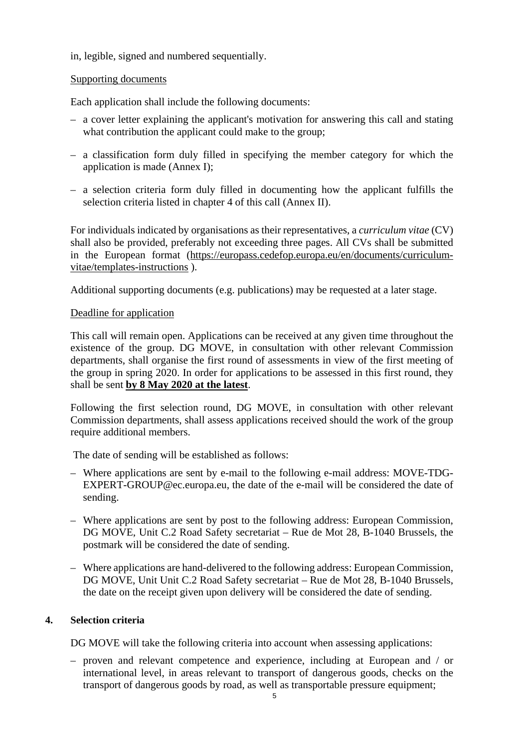in, legible, signed and numbered sequentially.

Supporting documents

Each application shall include the following documents:

– a cover letter explaining the applicant's motivation for answering this call and stating what contribution the applicant could make to the group;

– a classification form duly filled in specifying the member category for which the application is made (Annex I);

– a selection criteria form duly filled in documenting how the applicant fulfills the selection criteria listed in chapter 4 of this call (Annex II).

For individuals indicated by organisations as their representatives, a *curriculum vitae* (CV) shall also be provided, preferably not exceeding three pages. All CVs shall be submitted in the European format (https://europass.cedefop.europa.eu/en/documents/curriculum-vitae/templates-instructions ).

Additional supporting documents (e.g. publications) may be requested at a later stage.

Deadline for application

This call will remain open. Applications can be received at any given time throughout the existence of the group. DG MOVE, in consultation with other relevant Commission departments, shall organise the first round of assessments in view of the first meeting of the group in spring 2020. In order for applications to be assessed in this first round, they shall be sent **by 8 May 2020 at the latest**.

Following the first selection round, DG MOVE, in consultation with other relevant Commission departments, shall assess applications received should the work of the group require additional members.

The date of sending will be established as follows:

– Where applications are sent by e-mail to the following e-mail address: MOVE-TDG-EXPERT-GROUP@ec.europa.eu, the date of the e-mail will be considered the date of sending.

– Where applications are sent by post to the following address: European Commission, DG MOVE, Unit C.2 Road Safety secretariat – Rue de Mot 28, B-1040 Brussels, the postmark will be considered the date of sending.

– Where applications are hand-delivered to the following address: European Commission, DG MOVE, Unit Unit C.2 Road Safety secretariat – Rue de Mot 28, B-1040 Brussels, the date on the receipt given upon delivery will be considered the date of sending.

## 4. Selection criteria

DG MOVE will take the following criteria into account when assessing applications:

– proven and relevant competence and experience, including at European and / or international level, in areas relevant to transport of dangerous goods, checks on the transport of dangerous goods by road, as well as transportable pressure equipment;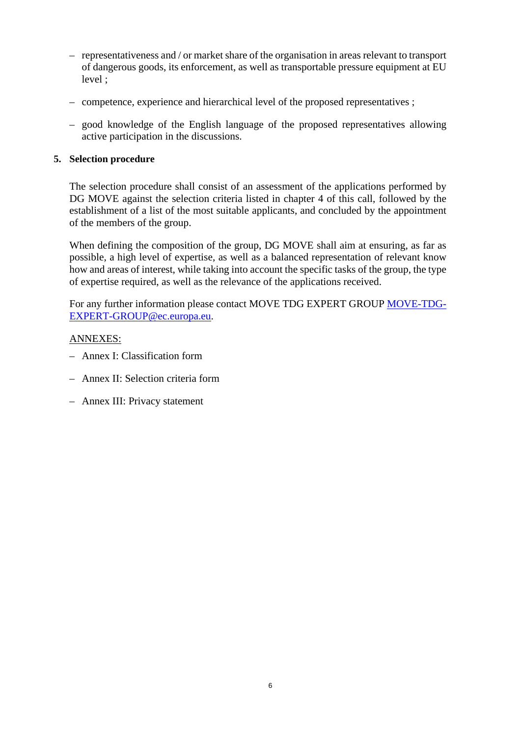- representativeness and / or market share of the organisation in areas relevant to transport of dangerous goods, its enforcement, as well as transportable pressure equipment at EU level ;
- competence, experience and hierarchical level of the proposed representatives ;
- good knowledge of the English language of the proposed representatives allowing active participation in the discussions.

## 5. Selection procedure

The selection procedure shall consist of an assessment of the applications performed by DG MOVE against the selection criteria listed in chapter 4 of this call, followed by the establishment of a list of the most suitable applicants, and concluded by the appointment of the members of the group.

When defining the composition of the group, DG MOVE shall aim at ensuring, as far as possible, a high level of expertise, as well as a balanced representation of relevant know how and areas of interest, while taking into account the specific tasks of the group, the type of expertise required, as well as the relevance of the applications received.

For any further information please contact MOVE TDG EXPERT GROUP MOVE-TDG-EXPERT-GROUP@ec.europa.eu.

ANNEXES:

- Annex I: Classification form
- Annex II: Selection criteria form
- Annex III: Privacy statement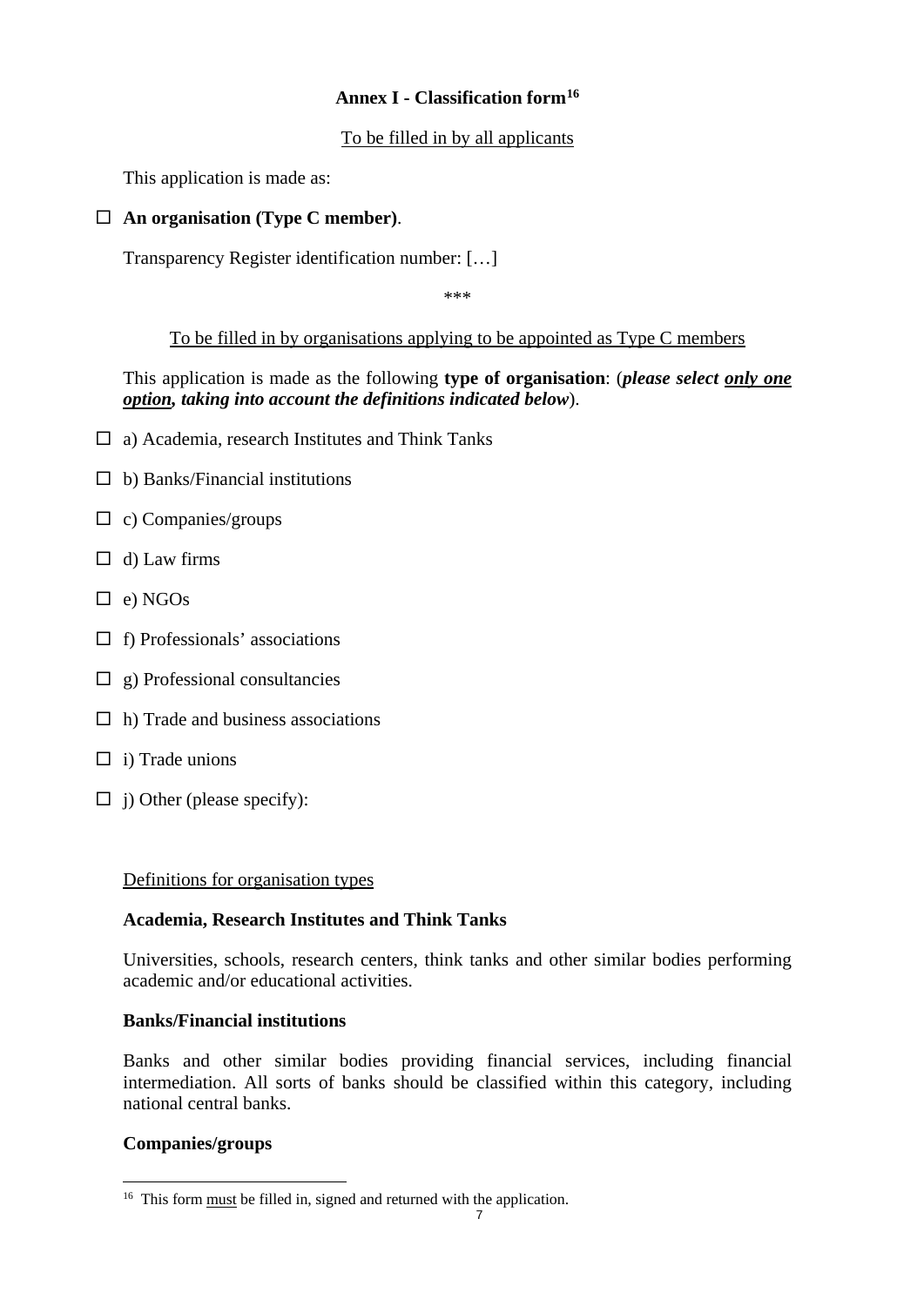**Annex I - Classification form**[16]

To be filled in by all applicants

This application is made as:

☐ **An organisation (Type C member)**.

Transparency Register identification number: […]

\*\*\*

To be filled in by organisations applying to be appointed as Type C members

This application is made as the following **type of organisation**: (***please select only one option, taking into account the definitions indicated below***).

☐ a) Academia, research Institutes and Think Tanks

☐ b) Banks/Financial institutions

☐ c) Companies/groups

☐ d) Law firms

☐ e) NGOs

☐ f) Professionals' associations

☐ g) Professional consultancies

☐ h) Trade and business associations

☐ i) Trade unions

☐ j) Other (please specify):

Definitions for organisation types

**Academia, Research Institutes and Think Tanks**

Universities, schools, research centers, think tanks and other similar bodies performing academic and/or educational activities.

**Banks/Financial institutions**

Banks and other similar bodies providing financial services, including financial intermediation. All sorts of banks should be classified within this category, including national central banks.

**Companies/groups**

[16] This form must be filled in, signed and returned with the application.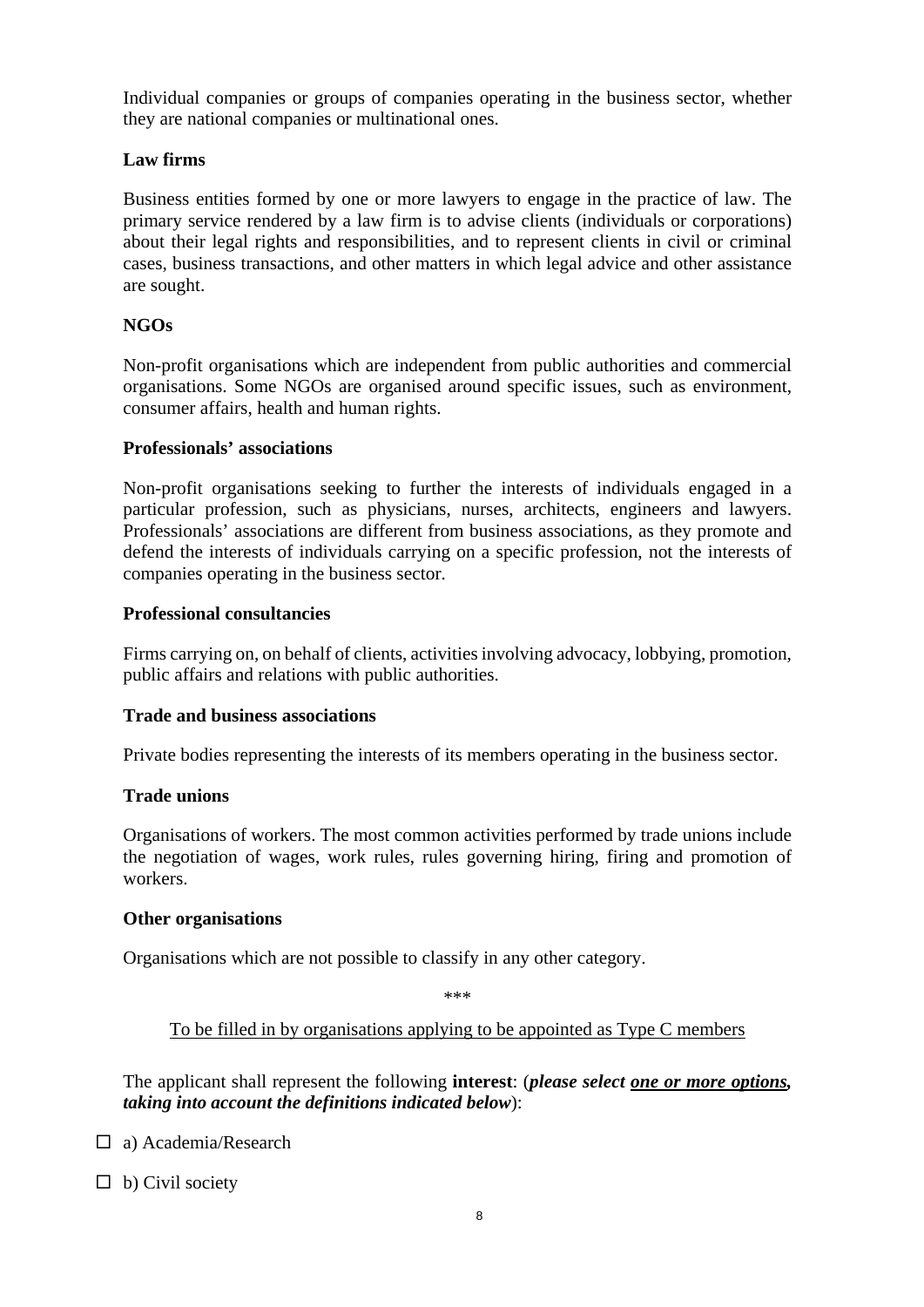Individual companies or groups of companies operating in the business sector, whether they are national companies or multinational ones.

**Law firms**

Business entities formed by one or more lawyers to engage in the practice of law. The primary service rendered by a law firm is to advise clients (individuals or corporations) about their legal rights and responsibilities, and to represent clients in civil or criminal cases, business transactions, and other matters in which legal advice and other assistance are sought.

**NGOs**

Non-profit organisations which are independent from public authorities and commercial organisations. Some NGOs are organised around specific issues, such as environment, consumer affairs, health and human rights.

**Professionals' associations**

Non-profit organisations seeking to further the interests of individuals engaged in a particular profession, such as physicians, nurses, architects, engineers and lawyers. Professionals' associations are different from business associations, as they promote and defend the interests of individuals carrying on a specific profession, not the interests of companies operating in the business sector.

**Professional consultancies**

Firms carrying on, on behalf of clients, activities involving advocacy, lobbying, promotion, public affairs and relations with public authorities.

**Trade and business associations**

Private bodies representing the interests of its members operating in the business sector.

**Trade unions**

Organisations of workers. The most common activities performed by trade unions include the negotiation of wages, work rules, rules governing hiring, firing and promotion of workers.

**Other organisations**

Organisations which are not possible to classify in any other category.

\*\*\*

<u>To be filled in by organisations applying to be appointed as Type C members</u>

The applicant shall represent the following **interest**: (***please select <u>one or more options</u>, taking into account the definitions indicated below***):

☐ a) Academia/Research

☐ b) Civil society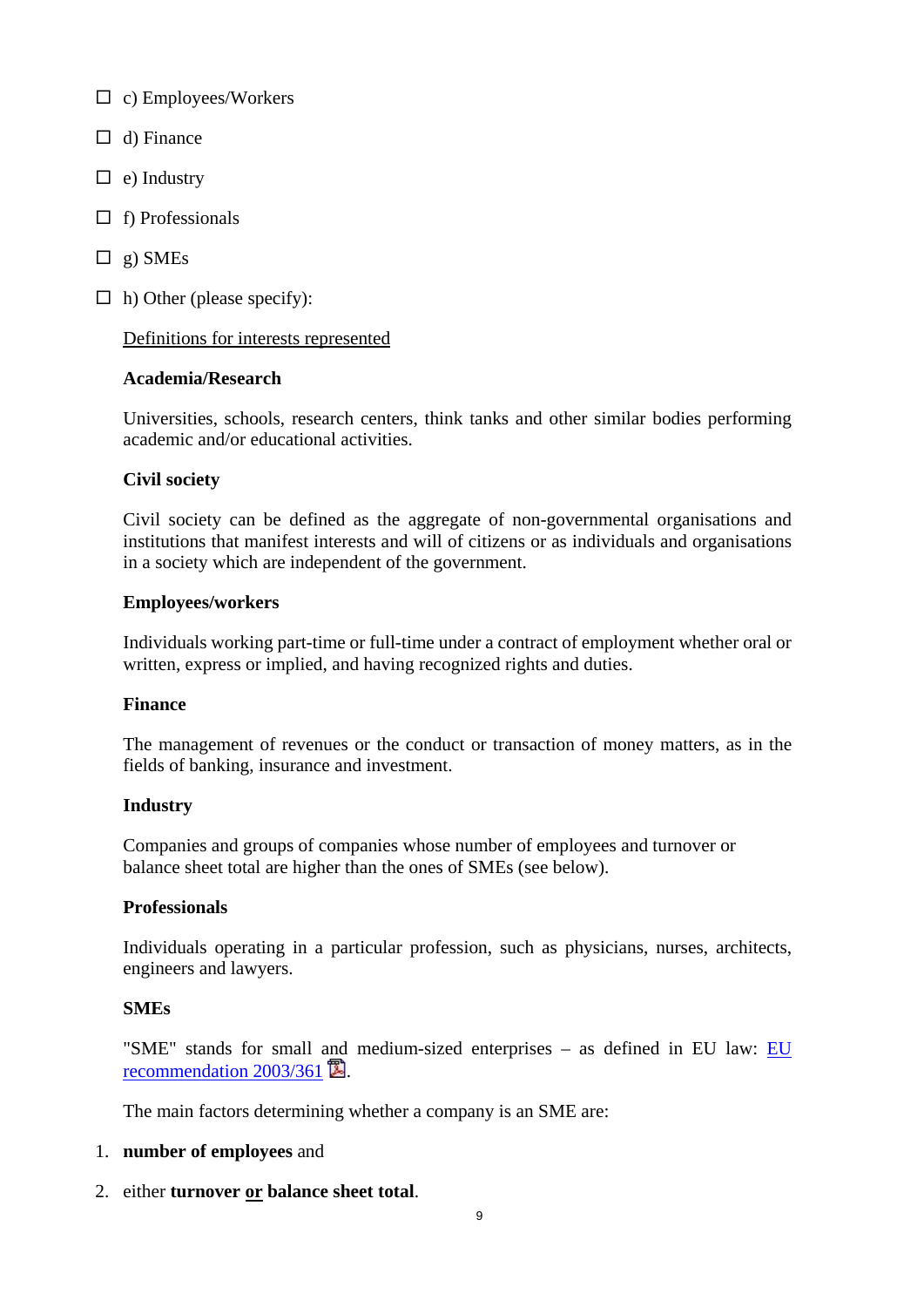- ☐ c) Employees/Workers
- ☐ d) Finance
- ☐ e) Industry
- ☐ f) Professionals
- ☐ g) SMEs
- ☐ h) Other (please specify):

Definitions for interests represented

**Academia/Research**

Universities, schools, research centers, think tanks and other similar bodies performing academic and/or educational activities.

**Civil society**

Civil society can be defined as the aggregate of non-governmental organisations and institutions that manifest interests and will of citizens or as individuals and organisations in a society which are independent of the government.

**Employees/workers**

Individuals working part-time or full-time under a contract of employment whether oral or written, express or implied, and having recognized rights and duties.

**Finance**

The management of revenues or the conduct or transaction of money matters, as in the fields of banking, insurance and investment.

**Industry**

Companies and groups of companies whose number of employees and turnover or balance sheet total are higher than the ones of SMEs (see below).

**Professionals**

Individuals operating in a particular profession, such as physicians, nurses, architects, engineers and lawyers.

**SMEs**

"SME" stands for small and medium-sized enterprises – as defined in EU law: EU recommendation 2003/361.

The main factors determining whether a company is an SME are:

1. **number of employees** and
2. either **turnover <u>or</u> balance sheet total**.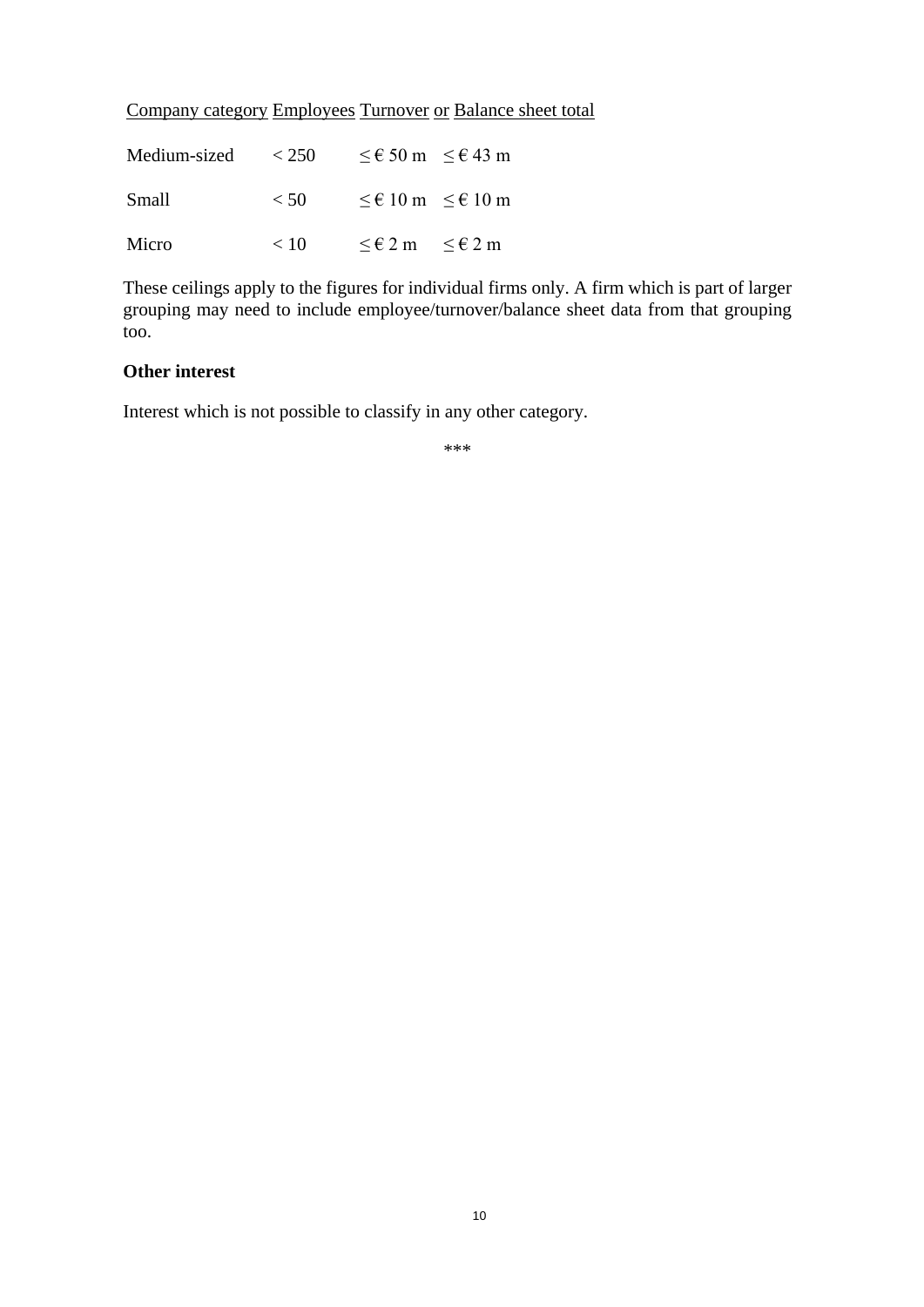| Company category | Employees | Turnover | or | Balance sheet total |
|---|---|---|---|---|
| Medium-sized | < 250 | ≤ € 50 m | | ≤ € 43 m |
| Small | < 50 | ≤ € 10 m | | ≤ € 10 m |
| Micro | < 10 | ≤ € 2 m | | ≤ € 2 m |

These ceilings apply to the figures for individual firms only. A firm which is part of larger grouping may need to include employee/turnover/balance sheet data from that grouping too.

**Other interest**

Interest which is not possible to classify in any other category.

\*\*\*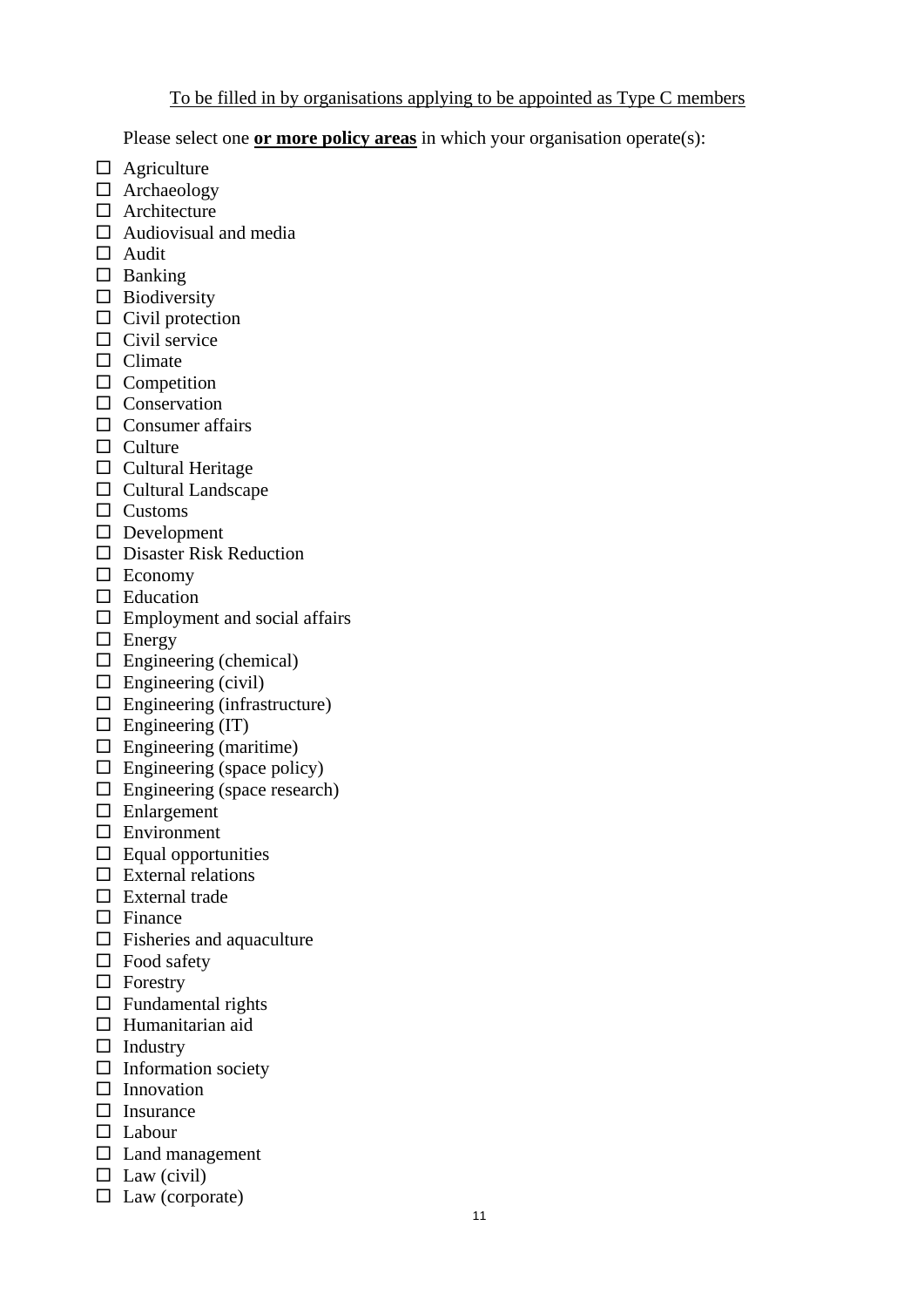<u>To be filled in by organisations applying to be appointed as Type C members</u>

Please select one **<u>or more policy areas</u>** in which your organisation operate(s):

- ☐ Agriculture
- ☐ Archaeology
- ☐ Architecture
- ☐ Audiovisual and media
- ☐ Audit
- ☐ Banking
- ☐ Biodiversity
- ☐ Civil protection
- ☐ Civil service
- ☐ Climate
- ☐ Competition
- ☐ Conservation
- ☐ Consumer affairs
- ☐ Culture
- ☐ Cultural Heritage
- ☐ Cultural Landscape
- ☐ Customs
- ☐ Development
- ☐ Disaster Risk Reduction
- ☐ Economy
- ☐ Education
- ☐ Employment and social affairs
- ☐ Energy
- ☐ Engineering (chemical)
- ☐ Engineering (civil)
- ☐ Engineering (infrastructure)
- ☐ Engineering (IT)
- ☐ Engineering (maritime)
- ☐ Engineering (space policy)
- ☐ Engineering (space research)
- ☐ Enlargement
- ☐ Environment
- ☐ Equal opportunities
- ☐ External relations
- ☐ External trade
- ☐ Finance
- ☐ Fisheries and aquaculture
- ☐ Food safety
- ☐ Forestry
- ☐ Fundamental rights
- ☐ Humanitarian aid
- ☐ Industry
- ☐ Information society
- ☐ Innovation
- ☐ Insurance
- ☐ Labour
- ☐ Land management
- ☐ Law (civil)
- ☐ Law (corporate)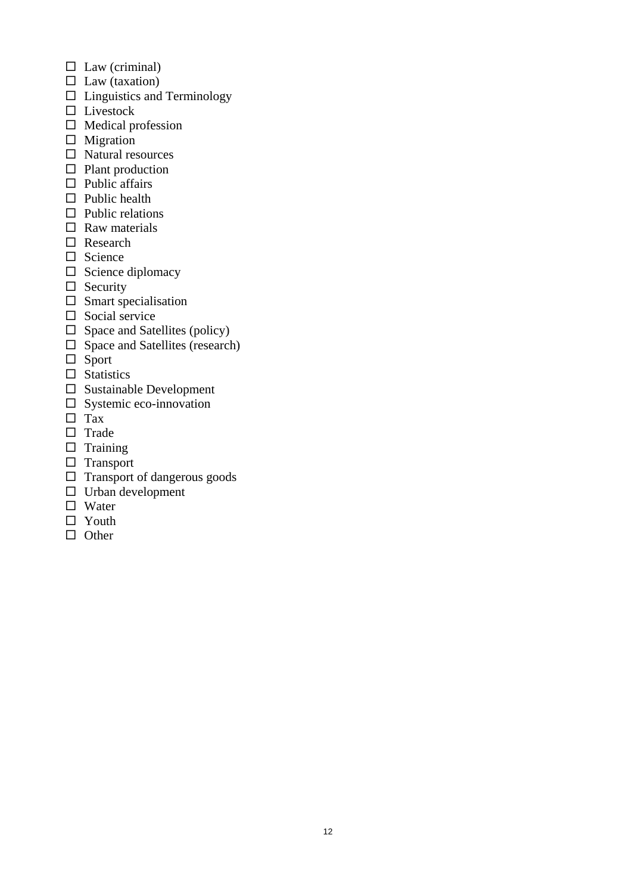- ☐ Law (criminal)
- ☐ Law (taxation)
- ☐ Linguistics and Terminology
- ☐ Livestock
- ☐ Medical profession
- ☐ Migration
- ☐ Natural resources
- ☐ Plant production
- ☐ Public affairs
- ☐ Public health
- ☐ Public relations
- ☐ Raw materials
- ☐ Research
- ☐ Science
- ☐ Science diplomacy
- ☐ Security
- ☐ Smart specialisation
- ☐ Social service
- ☐ Space and Satellites (policy)
- ☐ Space and Satellites (research)
- ☐ Sport
- ☐ Statistics
- ☐ Sustainable Development
- ☐ Systemic eco-innovation
- ☐ Tax
- ☐ Trade
- ☐ Training
- ☐ Transport
- ☐ Transport of dangerous goods
- ☐ Urban development
- ☐ Water
- ☐ Youth
- ☐ Other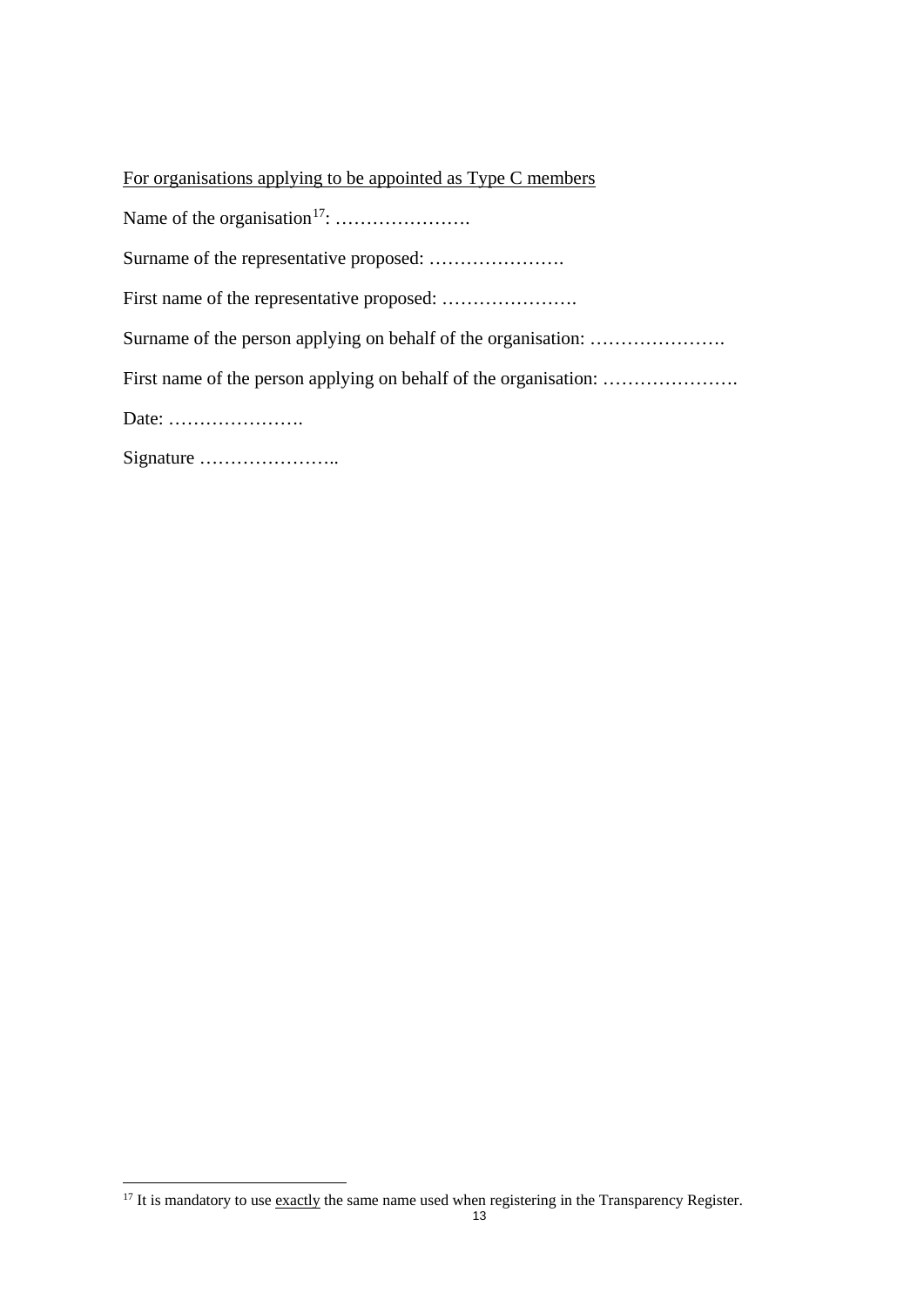<u>For organisations applying to be appointed as Type C members</u>

Name of the organisation[17]: ………………….

Surname of the representative proposed: ………………….

First name of the representative proposed: ………………….

Surname of the person applying on behalf of the organisation: ………………….

First name of the person applying on behalf of the organisation: ………………….

Date: ………………….

Signature …………………..

---

[17] It is mandatory to use <u>exactly</u> the same name used when registering in the Transparency Register.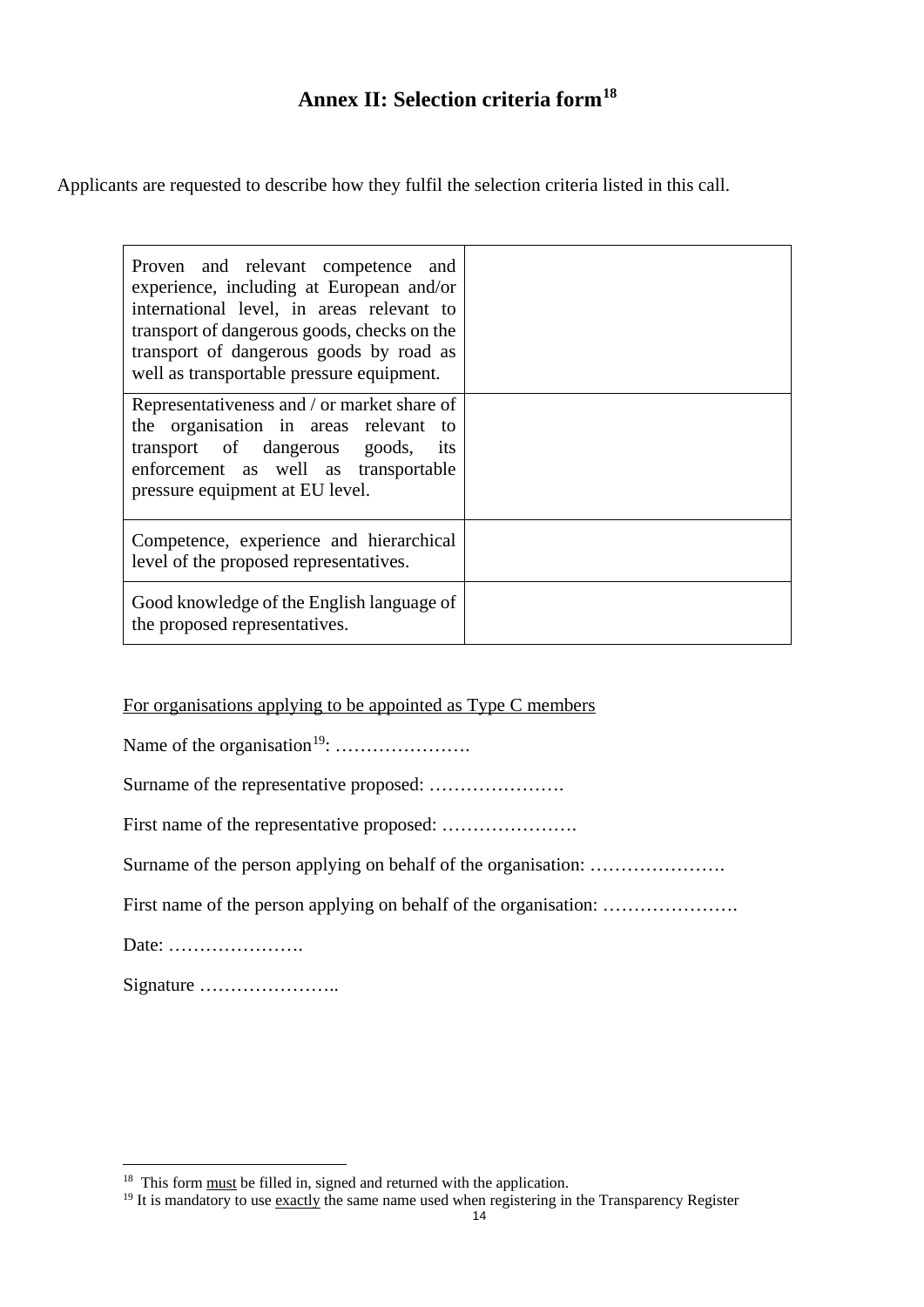# Annex II: Selection criteria form[18]

Applicants are requested to describe how they fulfil the selection criteria listed in this call.

| | |
|---|---|
| Proven and relevant competence and experience, including at European and/or international level, in areas relevant to transport of dangerous goods, checks on the transport of dangerous goods by road as well as transportable pressure equipment. | |
| Representativeness and / or market share of the organisation in areas relevant to transport of dangerous goods, its enforcement as well as transportable pressure equipment at EU level. | |
| Competence, experience and hierarchical level of the proposed representatives. | |
| Good knowledge of the English language of the proposed representatives. | |

<u>For organisations applying to be appointed as Type C members</u>

Name of the organisation[19]: ………………….

Surname of the representative proposed: ………………….

First name of the representative proposed: ………………….

Surname of the person applying on behalf of the organisation: ………………….

First name of the person applying on behalf of the organisation: ………………….

Date: ………………….

Signature …………………..

---

[18] This form <u>must</u> be filled in, signed and returned with the application.

[19] It is mandatory to use <u>exactly</u> the same name used when registering in the Transparency Register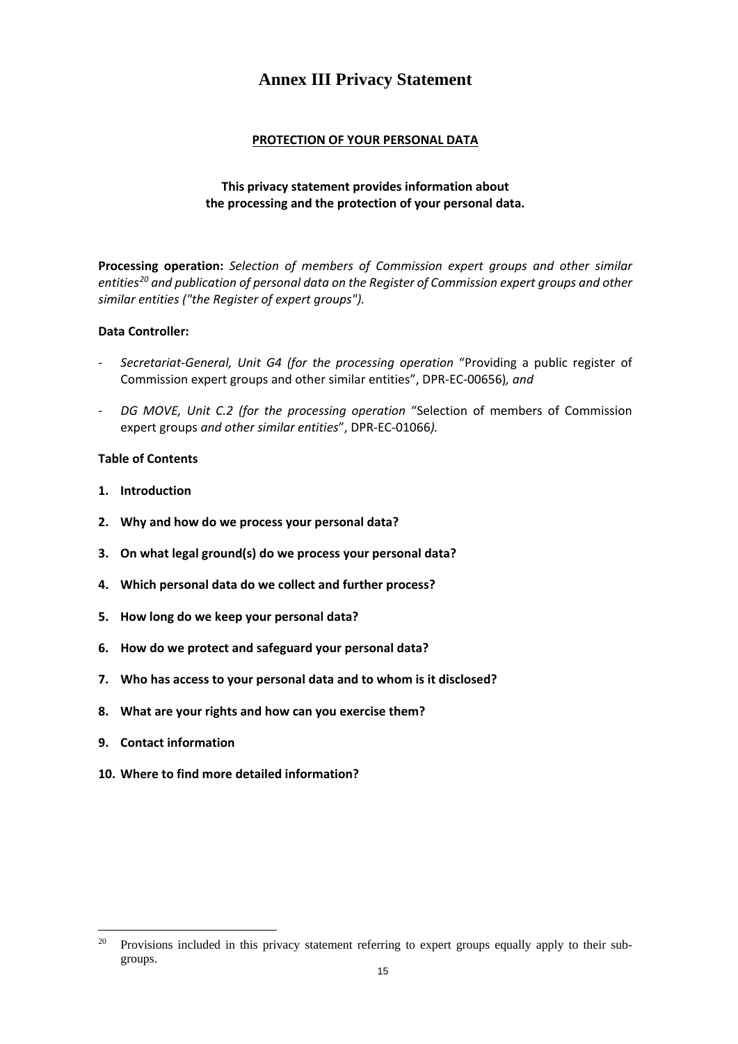# Annex III Privacy Statement

**PROTECTION OF YOUR PERSONAL DATA**

**This privacy statement provides information about the processing and the protection of your personal data.**

**Processing operation:** *Selection of members of Commission expert groups and other similar entities*[20] *and publication of personal data on the Register of Commission expert groups and other similar entities ("the Register of expert groups").*

**Data Controller:**

- *Secretariat-General, Unit G4 (for the processing operation* "Providing a public register of Commission expert groups and other similar entities", DPR-EC-00656)*, and*
- *DG MOVE, Unit C.2 (for the processing operation* "Selection of members of Commission expert groups *and other similar entities*", DPR-EC-01066*).*

**Table of Contents**

1. **Introduction**
2. **Why and how do we process your personal data?**
3. **On what legal ground(s) do we process your personal data?**
4. **Which personal data do we collect and further process?**
5. **How long do we keep your personal data?**
6. **How do we protect and safeguard your personal data?**
7. **Who has access to your personal data and to whom is it disclosed?**
8. **What are your rights and how can you exercise them?**
9. **Contact information**
10. **Where to find more detailed information?**

[20] Provisions included in this privacy statement referring to expert groups equally apply to their sub-groups.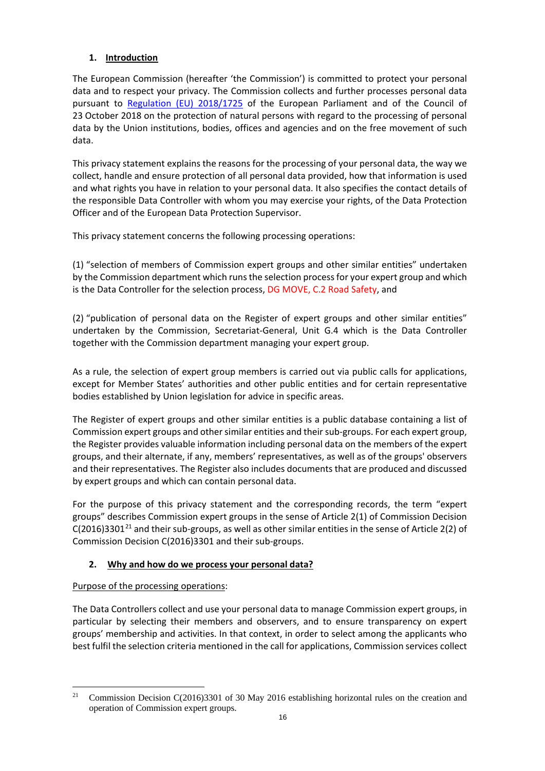## 1. Introduction

The European Commission (hereafter 'the Commission') is committed to protect your personal data and to respect your privacy. The Commission collects and further processes personal data pursuant to [Regulation (EU) 2018/1725](Regulation (EU) 2018/1725) of the European Parliament and of the Council of 23 October 2018 on the protection of natural persons with regard to the processing of personal data by the Union institutions, bodies, offices and agencies and on the free movement of such data.

This privacy statement explains the reasons for the processing of your personal data, the way we collect, handle and ensure protection of all personal data provided, how that information is used and what rights you have in relation to your personal data. It also specifies the contact details of the responsible Data Controller with whom you may exercise your rights, of the Data Protection Officer and of the European Data Protection Supervisor.

This privacy statement concerns the following processing operations:

(1) "selection of members of Commission expert groups and other similar entities" undertaken by the Commission department which runs the selection process for your expert group and which is the Data Controller for the selection process, DG MOVE, C.2 Road Safety, and

(2) "publication of personal data on the Register of expert groups and other similar entities" undertaken by the Commission, Secretariat-General, Unit G.4 which is the Data Controller together with the Commission department managing your expert group.

As a rule, the selection of expert group members is carried out via public calls for applications, except for Member States' authorities and other public entities and for certain representative bodies established by Union legislation for advice in specific areas.

The Register of expert groups and other similar entities is a public database containing a list of Commission expert groups and other similar entities and their sub-groups. For each expert group, the Register provides valuable information including personal data on the members of the expert groups, and their alternate, if any, members' representatives, as well as of the groups' observers and their representatives. The Register also includes documents that are produced and discussed by expert groups and which can contain personal data.

For the purpose of this privacy statement and the corresponding records, the term "expert groups" describes Commission expert groups in the sense of Article 2(1) of Commission Decision C(2016)3301[21] and their sub-groups, as well as other similar entities in the sense of Article 2(2) of Commission Decision C(2016)3301 and their sub-groups.

## 2. Why and how do we process your personal data?

Purpose of the processing operations:

The Data Controllers collect and use your personal data to manage Commission expert groups, in particular by selecting their members and observers, and to ensure transparency on expert groups' membership and activities. In that context, in order to select among the applicants who best fulfil the selection criteria mentioned in the call for applications, Commission services collect

[21] Commission Decision C(2016)3301 of 30 May 2016 establishing horizontal rules on the creation and operation of Commission expert groups.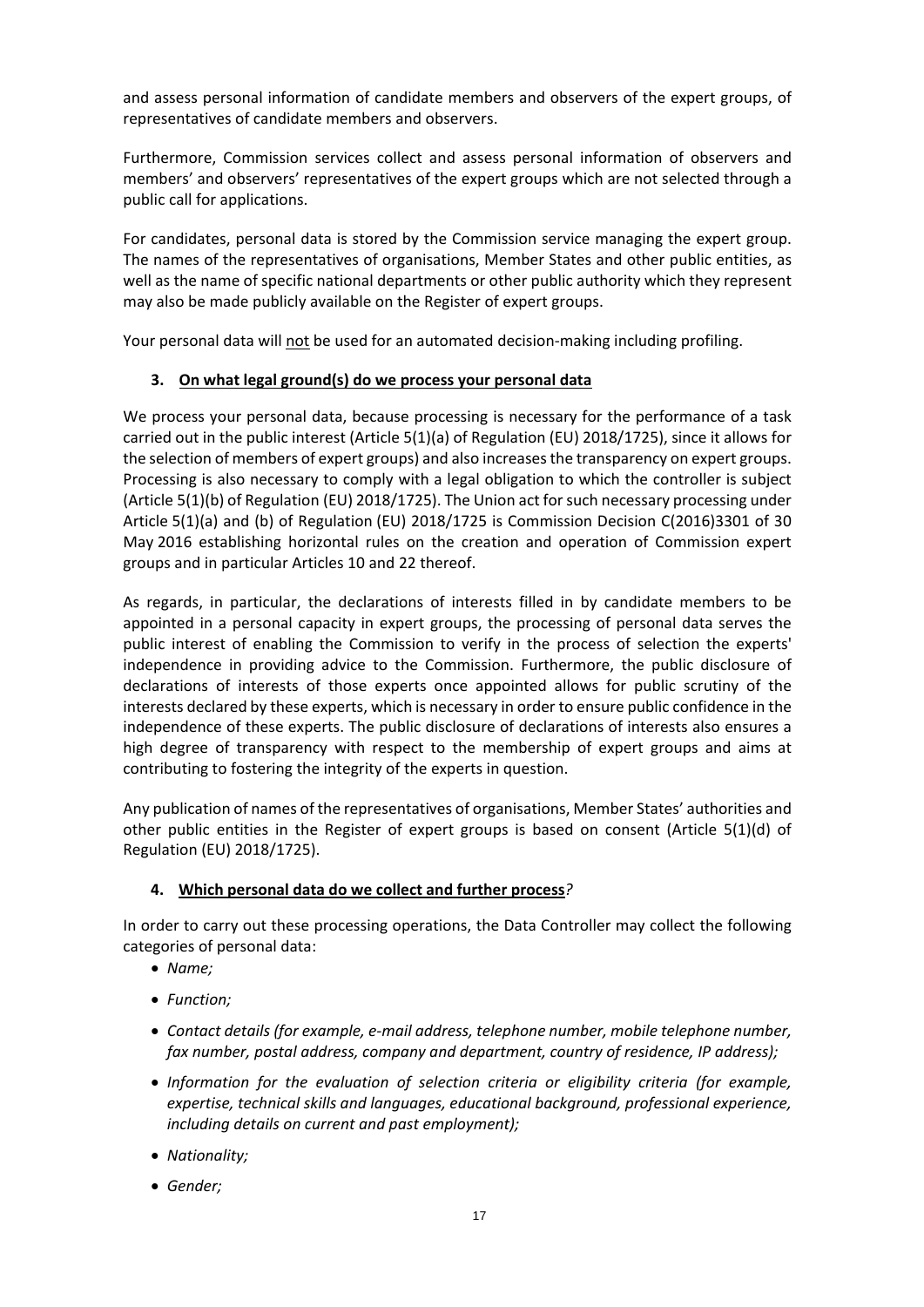and assess personal information of candidate members and observers of the expert groups, of representatives of candidate members and observers.

Furthermore, Commission services collect and assess personal information of observers and members' and observers' representatives of the expert groups which are not selected through a public call for applications.

For candidates, personal data is stored by the Commission service managing the expert group. The names of the representatives of organisations, Member States and other public entities, as well as the name of specific national departments or other public authority which they represent may also be made publicly available on the Register of expert groups.

Your personal data will not be used for an automated decision-making including profiling.

### 3. On what legal ground(s) do we process your personal data

We process your personal data, because processing is necessary for the performance of a task carried out in the public interest (Article 5(1)(a) of Regulation (EU) 2018/1725), since it allows for the selection of members of expert groups) and also increases the transparency on expert groups. Processing is also necessary to comply with a legal obligation to which the controller is subject (Article 5(1)(b) of Regulation (EU) 2018/1725). The Union act for such necessary processing under Article 5(1)(a) and (b) of Regulation (EU) 2018/1725 is Commission Decision C(2016)3301 of 30 May 2016 establishing horizontal rules on the creation and operation of Commission expert groups and in particular Articles 10 and 22 thereof.

As regards, in particular, the declarations of interests filled in by candidate members to be appointed in a personal capacity in expert groups, the processing of personal data serves the public interest of enabling the Commission to verify in the process of selection the experts' independence in providing advice to the Commission. Furthermore, the public disclosure of declarations of interests of those experts once appointed allows for public scrutiny of the interests declared by these experts, which is necessary in order to ensure public confidence in the independence of these experts. The public disclosure of declarations of interests also ensures a high degree of transparency with respect to the membership of expert groups and aims at contributing to fostering the integrity of the experts in question.

Any publication of names of the representatives of organisations, Member States' authorities and other public entities in the Register of expert groups is based on consent (Article 5(1)(d) of Regulation (EU) 2018/1725).

### 4. Which personal data do we collect and further process?

In order to carry out these processing operations, the Data Controller may collect the following categories of personal data:

- *Name;*
- *Function;*
- *Contact details (for example, e-mail address, telephone number, mobile telephone number, fax number, postal address, company and department, country of residence, IP address);*
- *Information for the evaluation of selection criteria or eligibility criteria (for example, expertise, technical skills and languages, educational background, professional experience, including details on current and past employment);*
- *Nationality;*
- *Gender;*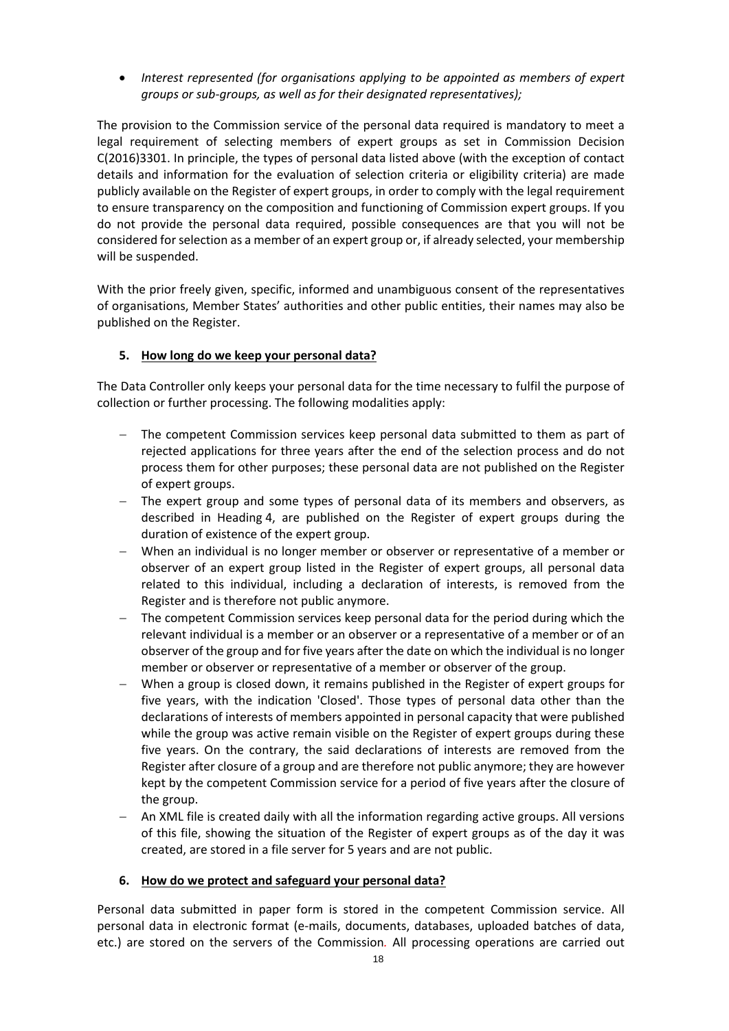- *Interest represented (for organisations applying to be appointed as members of expert groups or sub-groups, as well as for their designated representatives);*

The provision to the Commission service of the personal data required is mandatory to meet a legal requirement of selecting members of expert groups as set in Commission Decision C(2016)3301. In principle, the types of personal data listed above (with the exception of contact details and information for the evaluation of selection criteria or eligibility criteria) are made publicly available on the Register of expert groups, in order to comply with the legal requirement to ensure transparency on the composition and functioning of Commission expert groups. If you do not provide the personal data required, possible consequences are that you will not be considered for selection as a member of an expert group or, if already selected, your membership will be suspended.

With the prior freely given, specific, informed and unambiguous consent of the representatives of organisations, Member States' authorities and other public entities, their names may also be published on the Register.

## 5. How long do we keep your personal data?

The Data Controller only keeps your personal data for the time necessary to fulfil the purpose of collection or further processing. The following modalities apply:

- The competent Commission services keep personal data submitted to them as part of rejected applications for three years after the end of the selection process and do not process them for other purposes; these personal data are not published on the Register of expert groups.
- The expert group and some types of personal data of its members and observers, as described in Heading 4, are published on the Register of expert groups during the duration of existence of the expert group.
- When an individual is no longer member or observer or representative of a member or observer of an expert group listed in the Register of expert groups, all personal data related to this individual, including a declaration of interests, is removed from the Register and is therefore not public anymore.
- The competent Commission services keep personal data for the period during which the relevant individual is a member or an observer or a representative of a member or of an observer of the group and for five years after the date on which the individual is no longer member or observer or representative of a member or observer of the group.
- When a group is closed down, it remains published in the Register of expert groups for five years, with the indication 'Closed'. Those types of personal data other than the declarations of interests of members appointed in personal capacity that were published while the group was active remain visible on the Register of expert groups during these five years. On the contrary, the said declarations of interests are removed from the Register after closure of a group and are therefore not public anymore; they are however kept by the competent Commission service for a period of five years after the closure of the group.
- An XML file is created daily with all the information regarding active groups. All versions of this file, showing the situation of the Register of expert groups as of the day it was created, are stored in a file server for 5 years and are not public.

## 6. How do we protect and safeguard your personal data?

Personal data submitted in paper form is stored in the competent Commission service. All personal data in electronic format (e-mails, documents, databases, uploaded batches of data, etc.) are stored on the servers of the Commission. All processing operations are carried out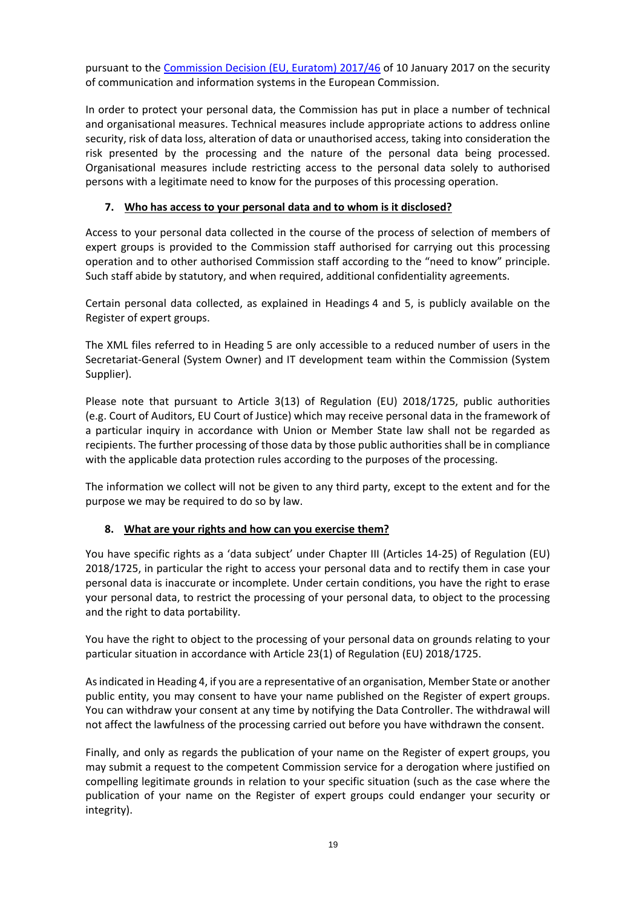pursuant to the [Commission Decision (EU, Euratom) 2017/46]() of 10 January 2017 on the security of communication and information systems in the European Commission.

In order to protect your personal data, the Commission has put in place a number of technical and organisational measures. Technical measures include appropriate actions to address online security, risk of data loss, alteration of data or unauthorised access, taking into consideration the risk presented by the processing and the nature of the personal data being processed. Organisational measures include restricting access to the personal data solely to authorised persons with a legitimate need to know for the purposes of this processing operation.

## 7. Who has access to your personal data and to whom is it disclosed?

Access to your personal data collected in the course of the process of selection of members of expert groups is provided to the Commission staff authorised for carrying out this processing operation and to other authorised Commission staff according to the "need to know" principle. Such staff abide by statutory, and when required, additional confidentiality agreements.

Certain personal data collected, as explained in Headings 4 and 5, is publicly available on the Register of expert groups.

The XML files referred to in Heading 5 are only accessible to a reduced number of users in the Secretariat-General (System Owner) and IT development team within the Commission (System Supplier).

Please note that pursuant to Article 3(13) of Regulation (EU) 2018/1725, public authorities (e.g. Court of Auditors, EU Court of Justice) which may receive personal data in the framework of a particular inquiry in accordance with Union or Member State law shall not be regarded as recipients. The further processing of those data by those public authorities shall be in compliance with the applicable data protection rules according to the purposes of the processing.

The information we collect will not be given to any third party, except to the extent and for the purpose we may be required to do so by law.

## 8. What are your rights and how can you exercise them?

You have specific rights as a 'data subject' under Chapter III (Articles 14-25) of Regulation (EU) 2018/1725, in particular the right to access your personal data and to rectify them in case your personal data is inaccurate or incomplete. Under certain conditions, you have the right to erase your personal data, to restrict the processing of your personal data, to object to the processing and the right to data portability.

You have the right to object to the processing of your personal data on grounds relating to your particular situation in accordance with Article 23(1) of Regulation (EU) 2018/1725.

As indicated in Heading 4, if you are a representative of an organisation, Member State or another public entity, you may consent to have your name published on the Register of expert groups. You can withdraw your consent at any time by notifying the Data Controller. The withdrawal will not affect the lawfulness of the processing carried out before you have withdrawn the consent.

Finally, and only as regards the publication of your name on the Register of expert groups, you may submit a request to the competent Commission service for a derogation where justified on compelling legitimate grounds in relation to your specific situation (such as the case where the publication of your name on the Register of expert groups could endanger your security or integrity).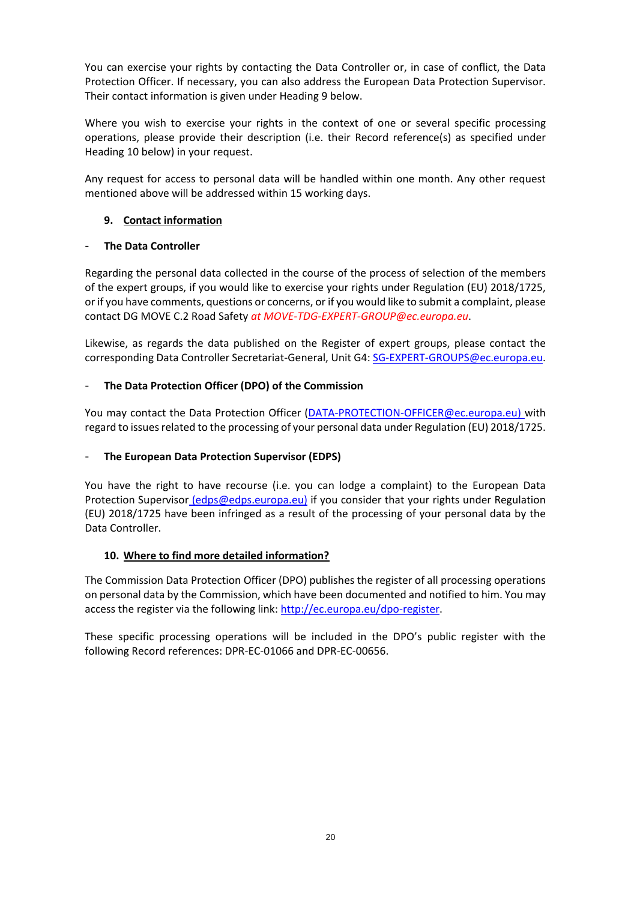You can exercise your rights by contacting the Data Controller or, in case of conflict, the Data Protection Officer. If necessary, you can also address the European Data Protection Supervisor. Their contact information is given under Heading 9 below.

Where you wish to exercise your rights in the context of one or several specific processing operations, please provide their description (i.e. their Record reference(s) as specified under Heading 10 below) in your request.

Any request for access to personal data will be handled within one month. Any other request mentioned above will be addressed within 15 working days.

## 9. Contact information

- **The Data Controller**

Regarding the personal data collected in the course of the process of selection of the members of the expert groups, if you would like to exercise your rights under Regulation (EU) 2018/1725, or if you have comments, questions or concerns, or if you would like to submit a complaint, please contact DG MOVE C.2 Road Safety *at MOVE-TDG-EXPERT-GROUP@ec.europa.eu*.

Likewise, as regards the data published on the Register of expert groups, please contact the corresponding Data Controller Secretariat-General, Unit G4: SG-EXPERT-GROUPS@ec.europa.eu.

- **The Data Protection Officer (DPO) of the Commission**

You may contact the Data Protection Officer (DATA-PROTECTION-OFFICER@ec.europa.eu) with regard to issues related to the processing of your personal data under Regulation (EU) 2018/1725.

- **The European Data Protection Supervisor (EDPS)**

You have the right to have recourse (i.e. you can lodge a complaint) to the European Data Protection Supervisor (edps@edps.europa.eu) if you consider that your rights under Regulation (EU) 2018/1725 have been infringed as a result of the processing of your personal data by the Data Controller.

## 10. Where to find more detailed information?

The Commission Data Protection Officer (DPO) publishes the register of all processing operations on personal data by the Commission, which have been documented and notified to him. You may access the register via the following link: http://ec.europa.eu/dpo-register.

These specific processing operations will be included in the DPO's public register with the following Record references: DPR-EC-01066 and DPR-EC-00656.